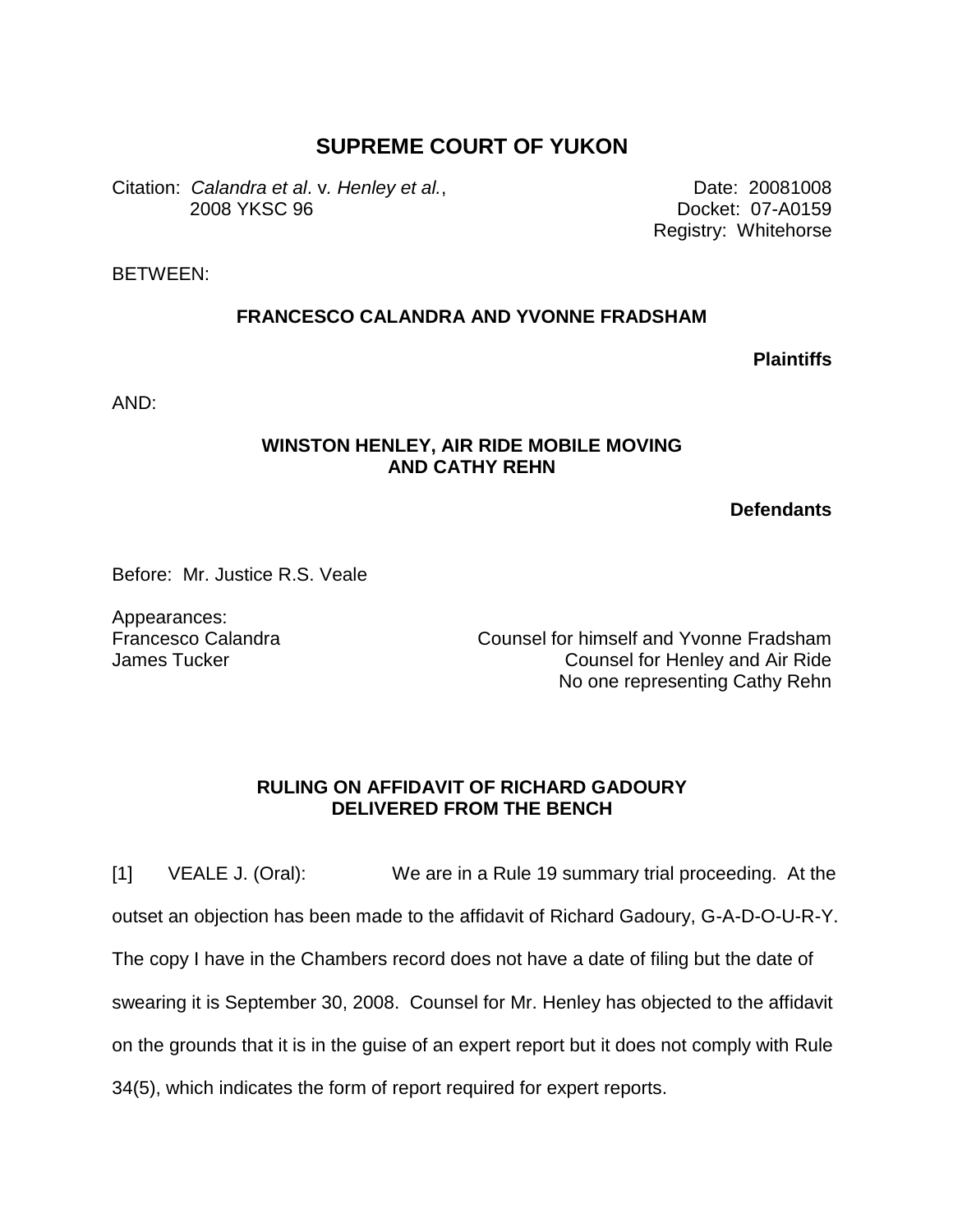# SUPREME COURT OF YUKON

Citation: *Calandra et al*. v. *Henley et al.*, 2008 YKSC 96

Date: 20081008
Docket: 07-A0159
Registry: Whitehorse

BETWEEN:

**FRANCESCO CALANDRA AND YVONNE FRADSHAM**

**Plaintiffs**

AND:

**WINSTON HENLEY, AIR RIDE MOBILE MOVING AND CATHY REHN**

**Defendants**

Before: Mr. Justice R.S. Veale

Appearances:

| | |
|---|---|
| Francesco Calandra | Counsel for himself and Yvonne Fradsham |
| James Tucker | Counsel for Henley and Air Ride |
| | No one representing Cathy Rehn |

**RULING ON AFFIDAVIT OF RICHARD GADOURY DELIVERED FROM THE BENCH**

[1] VEALE J. (Oral): We are in a Rule 19 summary trial proceeding. At the outset an objection has been made to the affidavit of Richard Gadoury, G-A-D-O-U-R-Y. The copy I have in the Chambers record does not have a date of filing but the date of swearing it is September 30, 2008. Counsel for Mr. Henley has objected to the affidavit on the grounds that it is in the guise of an expert report but it does not comply with Rule 34(5), which indicates the form of report required for expert reports.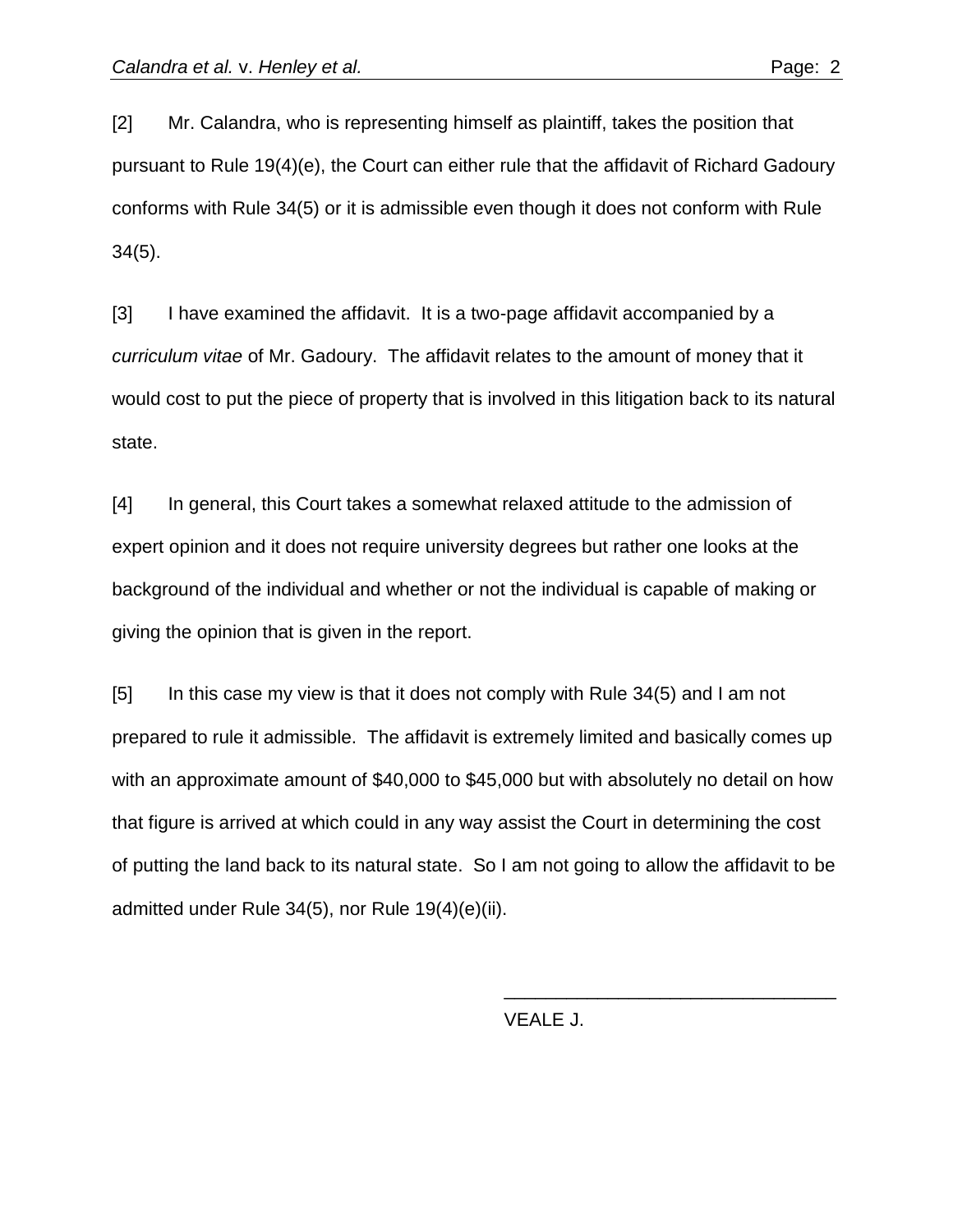[2] Mr. Calandra, who is representing himself as plaintiff, takes the position that pursuant to Rule 19(4)(e), the Court can either rule that the affidavit of Richard Gadoury conforms with Rule 34(5) or it is admissible even though it does not conform with Rule 34(5).

[3] I have examined the affidavit. It is a two-page affidavit accompanied by a *curriculum vitae* of Mr. Gadoury. The affidavit relates to the amount of money that it would cost to put the piece of property that is involved in this litigation back to its natural state.

[4] In general, this Court takes a somewhat relaxed attitude to the admission of expert opinion and it does not require university degrees but rather one looks at the background of the individual and whether or not the individual is capable of making or giving the opinion that is given in the report.

[5] In this case my view is that it does not comply with Rule 34(5) and I am not prepared to rule it admissible. The affidavit is extremely limited and basically comes up with an approximate amount of $40,000 to $45,000 but with absolutely no detail on how that figure is arrived at which could in any way assist the Court in determining the cost of putting the land back to its natural state. So I am not going to allow the affidavit to be admitted under Rule 34(5), nor Rule 19(4)(e)(ii).

\_\_\_\_\_\_\_\_\_\_\_\_\_\_\_\_\_\_\_\_\_\_\_\_\_\_\_\_\_\_\_\_

VEALE J.